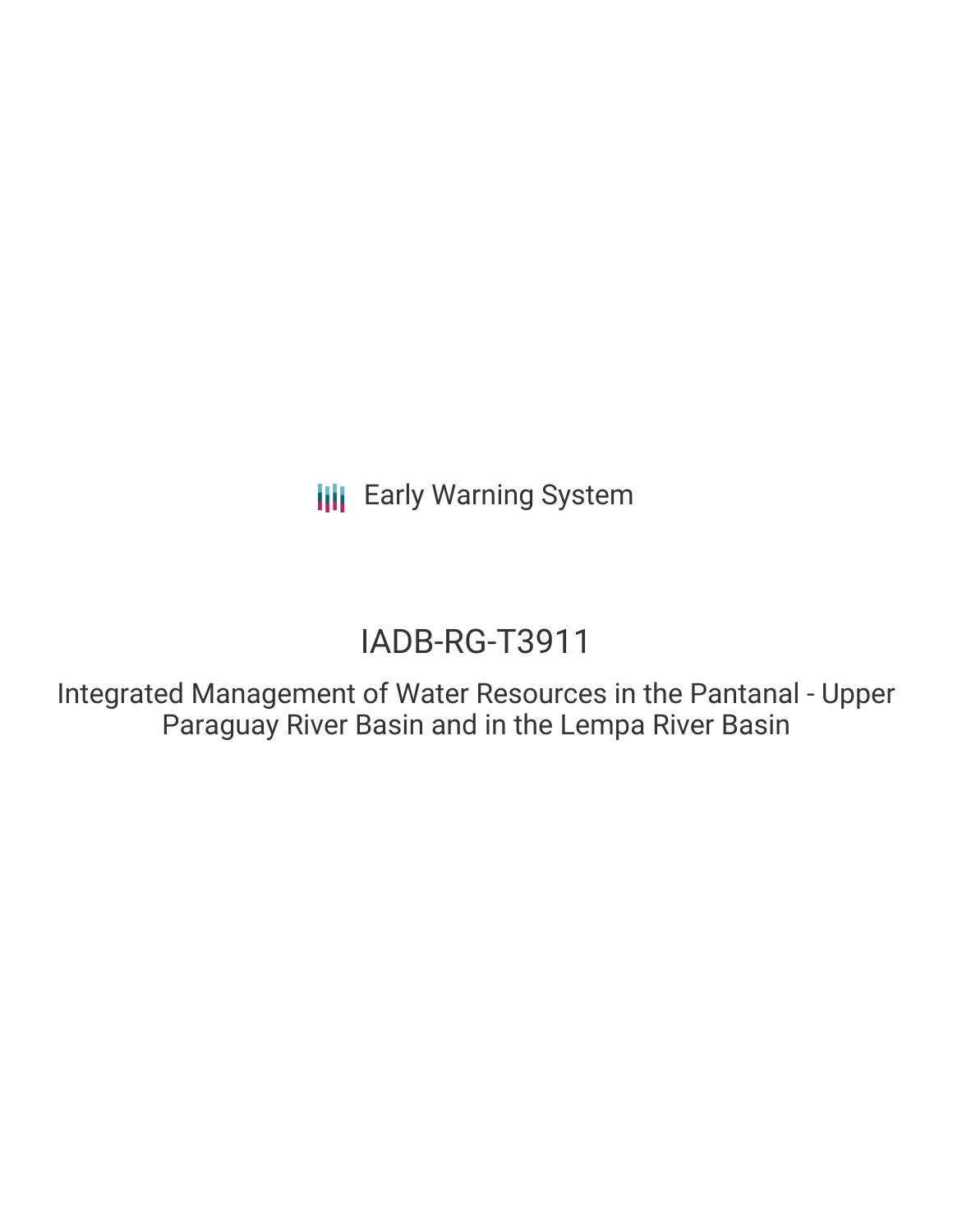Early Warning System

# IADB-RG-T3911

## Integrated Management of Water Resources in the Pantanal - Upper Paraguay River Basin and in the Lempa River Basin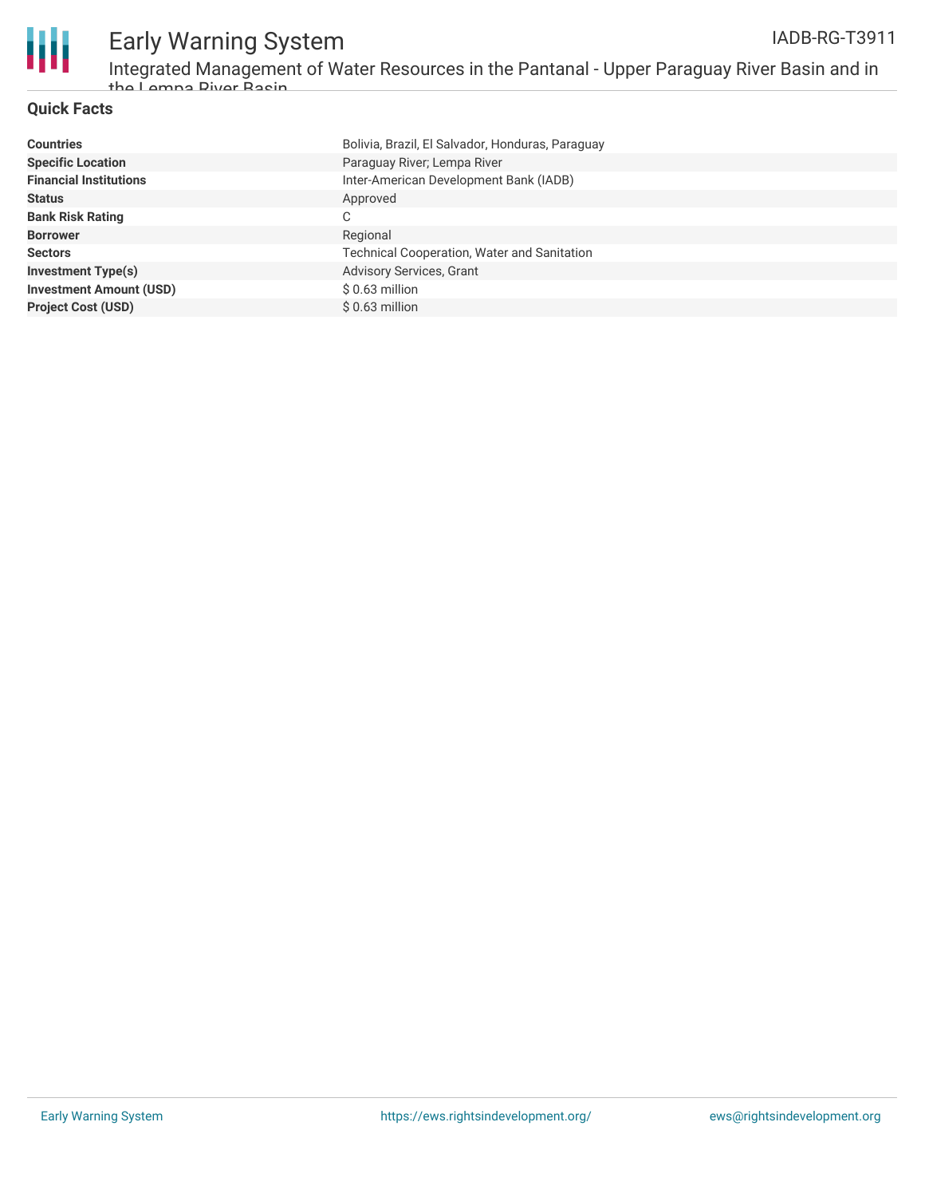## Quick Facts

| | |
|---|---|
| **Countries** | Bolivia, Brazil, El Salvador, Honduras, Paraguay |
| **Specific Location** | Paraguay River; Lempa River |
| **Financial Institutions** | Inter-American Development Bank (IADB) |
| **Status** | Approved |
| **Bank Risk Rating** | C |
| **Borrower** | Regional |
| **Sectors** | Technical Cooperation, Water and Sanitation |
| **Investment Type(s)** | Advisory Services, Grant |
| **Investment Amount (USD)** | $ 0.63 million |
| **Project Cost (USD)** | $ 0.63 million |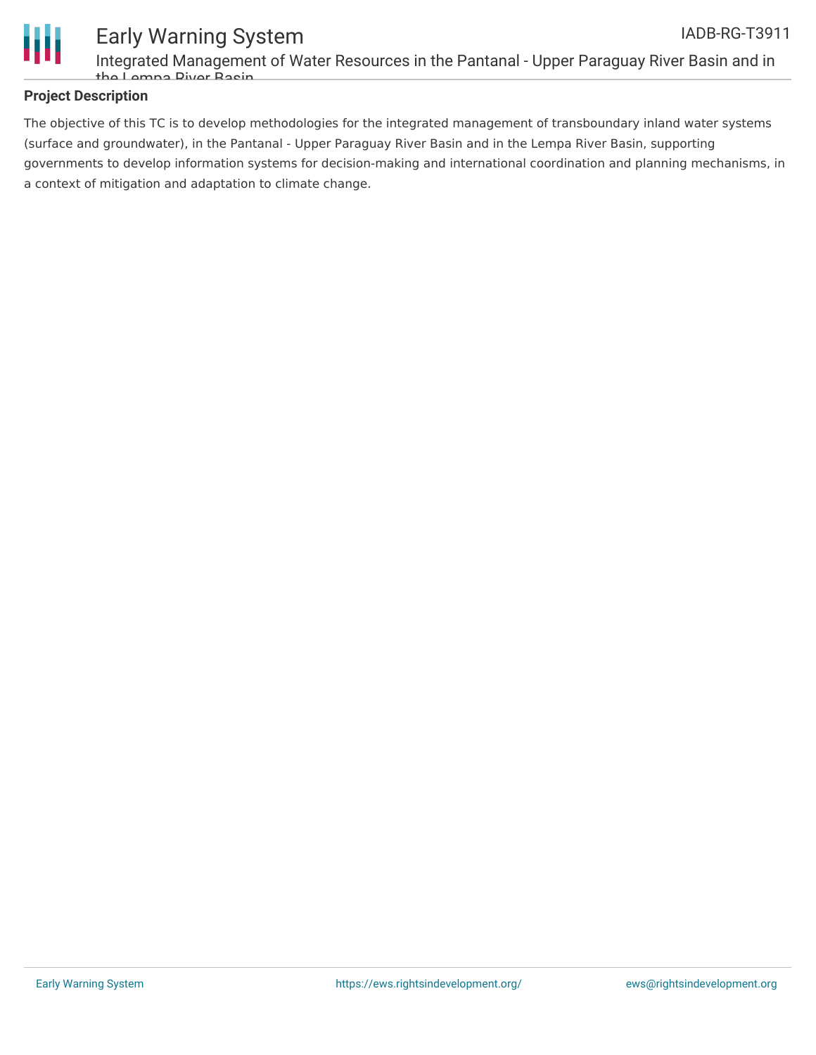## Project Description

The objective of this TC is to develop methodologies for the integrated management of transboundary inland water systems (surface and groundwater), in the Pantanal - Upper Paraguay River Basin and in the Lempa River Basin, supporting governments to develop information systems for decision-making and international coordination and planning mechanisms, in a context of mitigation and adaptation to climate change.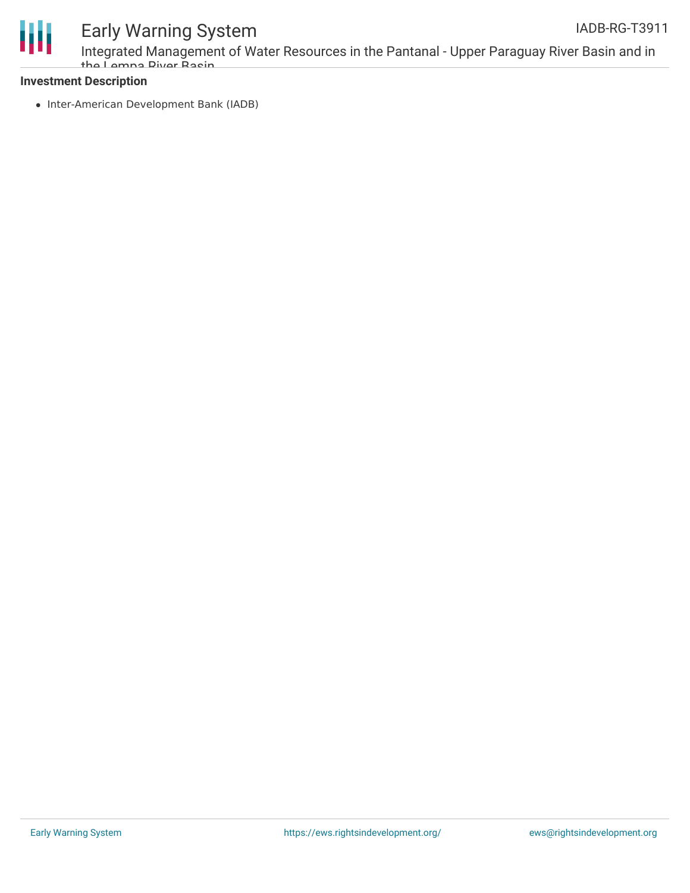**Investment Description**

- Inter-American Development Bank (IADB)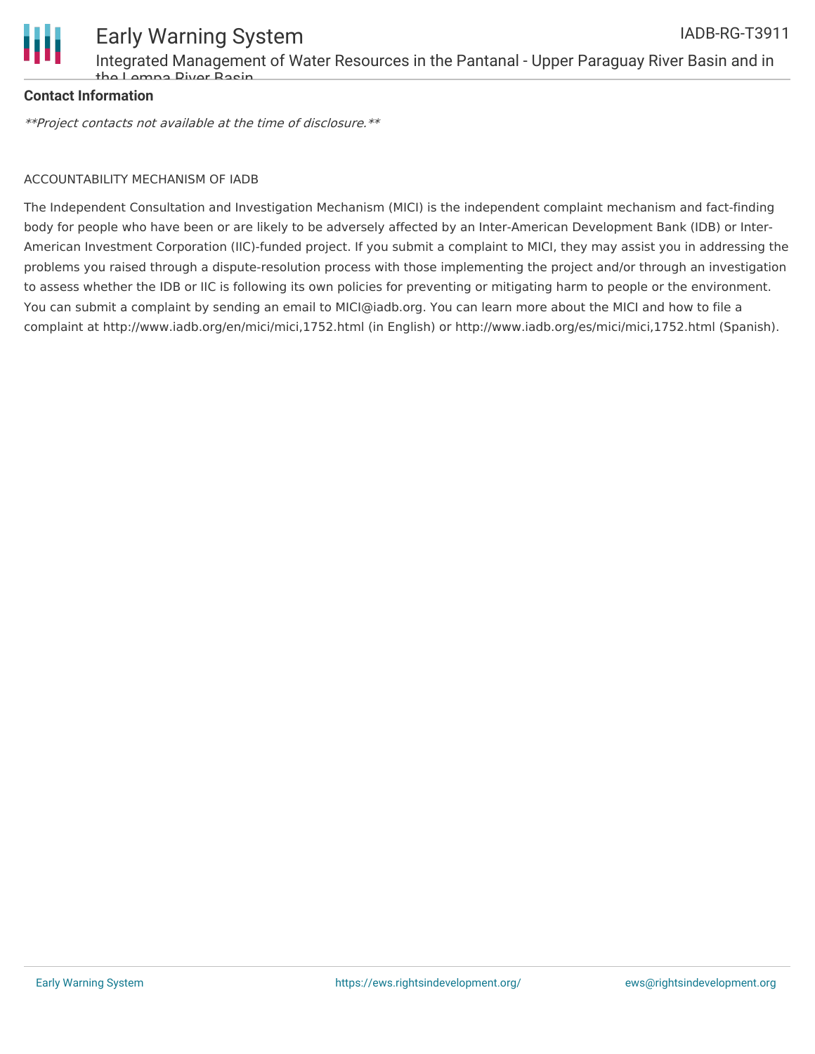**Contact Information**

*\*\*Project contacts not available at the time of disclosure.\*\**

ACCOUNTABILITY MECHANISM OF IADB

The Independent Consultation and Investigation Mechanism (MICI) is the independent complaint mechanism and fact-finding body for people who have been or are likely to be adversely affected by an Inter-American Development Bank (IDB) or Inter-American Investment Corporation (IIC)-funded project. If you submit a complaint to MICI, they may assist you in addressing the problems you raised through a dispute-resolution process with those implementing the project and/or through an investigation to assess whether the IDB or IIC is following its own policies for preventing or mitigating harm to people or the environment. You can submit a complaint by sending an email to MICI@iadb.org. You can learn more about the MICI and how to file a complaint at http://www.iadb.org/en/mici/mici,1752.html (in English) or http://www.iadb.org/es/mici/mici,1752.html (Spanish).